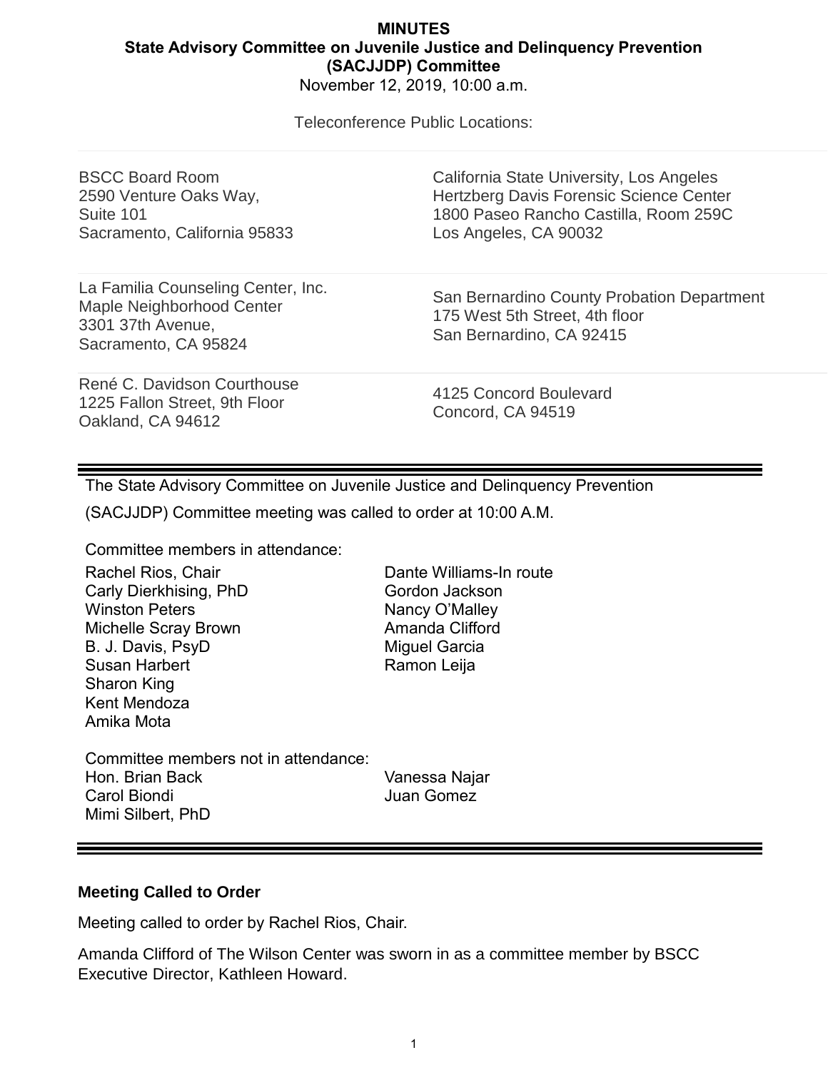**MINUTES**
**State Advisory Committee on Juvenile Justice and Delinquency Prevention (SACJJDP) Committee**
November 12, 2019, 10:00 a.m.

Teleconference Public Locations:

| | |
|---|---|
| BSCC Board Room<br>2590 Venture Oaks Way,<br>Suite 101<br>Sacramento, California 95833 | California State University, Los Angeles<br>Hertzberg Davis Forensic Science Center<br>1800 Paseo Rancho Castilla, Room 259C<br>Los Angeles, CA 90032 |
| La Familia Counseling Center, Inc.<br>Maple Neighborhood Center<br>3301 37th Avenue,<br>Sacramento, CA 95824 | San Bernardino County Probation Department<br>175 West 5th Street, 4th floor<br>San Bernardino, CA 92415 |
| René C. Davidson Courthouse<br>1225 Fallon Street, 9th Floor<br>Oakland, CA 94612 | 4125 Concord Boulevard<br>Concord, CA 94519 |

---

The State Advisory Committee on Juvenile Justice and Delinquency Prevention (SACJJDP) Committee meeting was called to order at 10:00 A.M.

Committee members in attendance:

- Rachel Rios, Chair
- Carly Dierkhising, PhD
- Winston Peters
- Michelle Scray Brown
- B. J. Davis, PsyD
- Susan Harbert
- Sharon King
- Kent Mendoza
- Amika Mota
- Dante Williams-In route
- Gordon Jackson
- Nancy O'Malley
- Amanda Clifford
- Miguel Garcia
- Ramon Leija

Committee members not in attendance:

- Hon. Brian Back
- Carol Biondi
- Mimi Silbert, PhD
- Vanessa Najar
- Juan Gomez

---

### Meeting Called to Order

Meeting called to order by Rachel Rios, Chair.

Amanda Clifford of The Wilson Center was sworn in as a committee member by BSCC Executive Director, Kathleen Howard.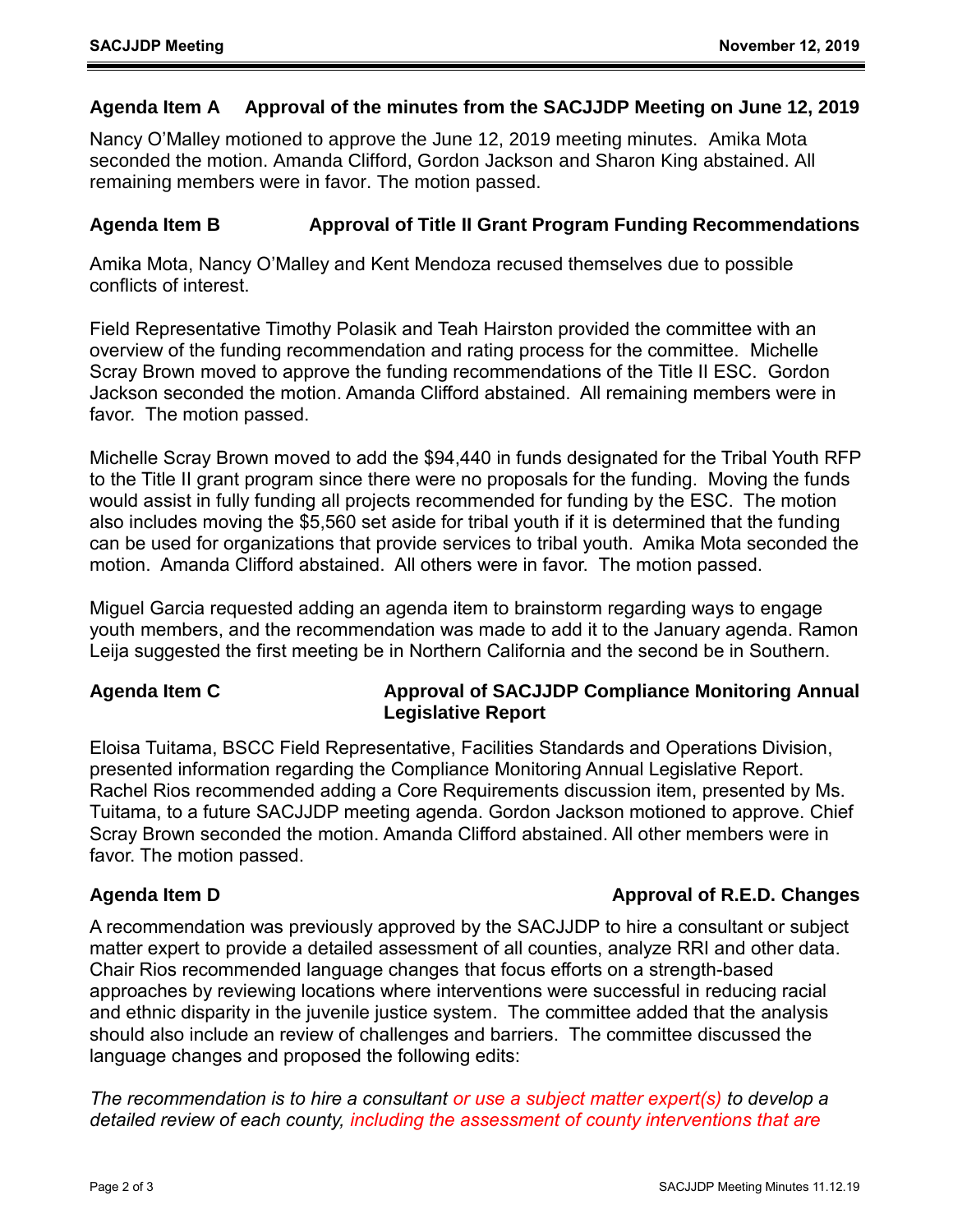## Agenda Item A Approval of the minutes from the SACJJDP Meeting on June 12, 2019

Nancy O'Malley motioned to approve the June 12, 2019 meeting minutes. Amika Mota seconded the motion. Amanda Clifford, Gordon Jackson and Sharon King abstained. All remaining members were in favor. The motion passed.

## Agenda Item B Approval of Title II Grant Program Funding Recommendations

Amika Mota, Nancy O'Malley and Kent Mendoza recused themselves due to possible conflicts of interest.

Field Representative Timothy Polasik and Teah Hairston provided the committee with an overview of the funding recommendation and rating process for the committee. Michelle Scray Brown moved to approve the funding recommendations of the Title II ESC. Gordon Jackson seconded the motion. Amanda Clifford abstained. All remaining members were in favor. The motion passed.

Michelle Scray Brown moved to add the $94,440 in funds designated for the Tribal Youth RFP to the Title II grant program since there were no proposals for the funding. Moving the funds would assist in fully funding all projects recommended for funding by the ESC. The motion also includes moving the $5,560 set aside for tribal youth if it is determined that the funding can be used for organizations that provide services to tribal youth. Amika Mota seconded the motion. Amanda Clifford abstained. All others were in favor. The motion passed.

Miguel Garcia requested adding an agenda item to brainstorm regarding ways to engage youth members, and the recommendation was made to add it to the January agenda. Ramon Leija suggested the first meeting be in Northern California and the second be in Southern.

## Agenda Item C Approval of SACJJDP Compliance Monitoring Annual Legislative Report

Eloisa Tuitama, BSCC Field Representative, Facilities Standards and Operations Division, presented information regarding the Compliance Monitoring Annual Legislative Report. Rachel Rios recommended adding a Core Requirements discussion item, presented by Ms. Tuitama, to a future SACJJDP meeting agenda. Gordon Jackson motioned to approve. Chief Scray Brown seconded the motion. Amanda Clifford abstained. All other members were in favor. The motion passed.

## Agenda Item D Approval of R.E.D. Changes

A recommendation was previously approved by the SACJJDP to hire a consultant or subject matter expert to provide a detailed assessment of all counties, analyze RRI and other data. Chair Rios recommended language changes that focus efforts on a strength-based approaches by reviewing locations where interventions were successful in reducing racial and ethnic disparity in the juvenile justice system. The committee added that the analysis should also include an review of challenges and barriers. The committee discussed the language changes and proposed the following edits:

*The recommendation is to hire a consultant or use a subject matter expert(s) to develop a detailed review of each county, including the assessment of county interventions that are*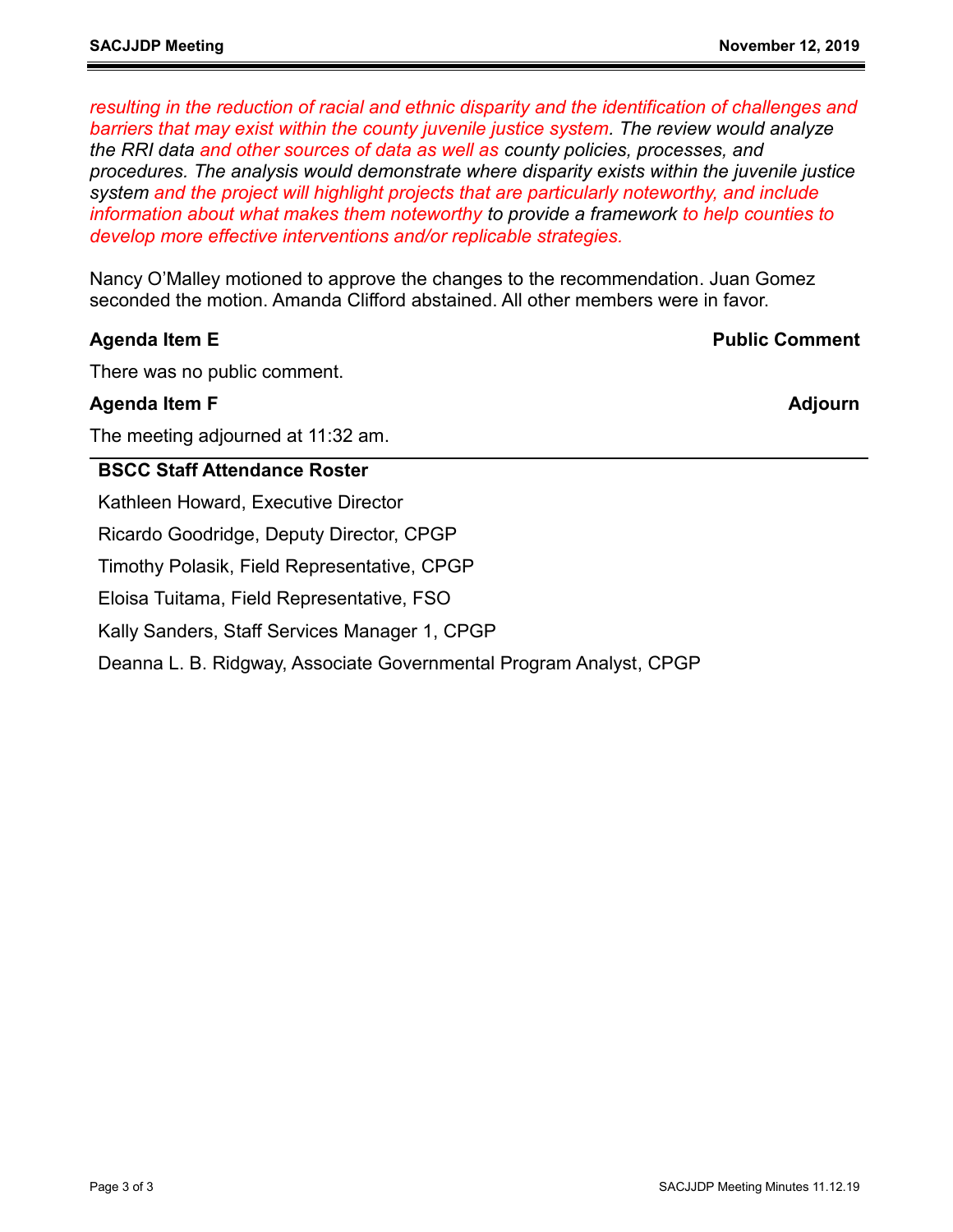*resulting in the reduction of racial and ethnic disparity and the identification of challenges and barriers that may exist within the county juvenile justice system. The review would analyze the RRI data and other sources of data as well as county policies, processes, and procedures. The analysis would demonstrate where disparity exists within the juvenile justice system and the project will highlight projects that are particularly noteworthy, and include information about what makes them noteworthy to provide a framework to help counties to develop more effective interventions and/or replicable strategies.*

Nancy O'Malley motioned to approve the changes to the recommendation. Juan Gomez seconded the motion. Amanda Clifford abstained. All other members were in favor.

**Agenda Item E** **Public Comment**

There was no public comment.

**Agenda Item F** **Adjourn**

The meeting adjourned at 11:32 am.

---

**BSCC Staff Attendance Roster**

Kathleen Howard, Executive Director

Ricardo Goodridge, Deputy Director, CPGP

Timothy Polasik, Field Representative, CPGP

Eloisa Tuitama, Field Representative, FSO

Kally Sanders, Staff Services Manager 1, CPGP

Deanna L. B. Ridgway, Associate Governmental Program Analyst, CPGP